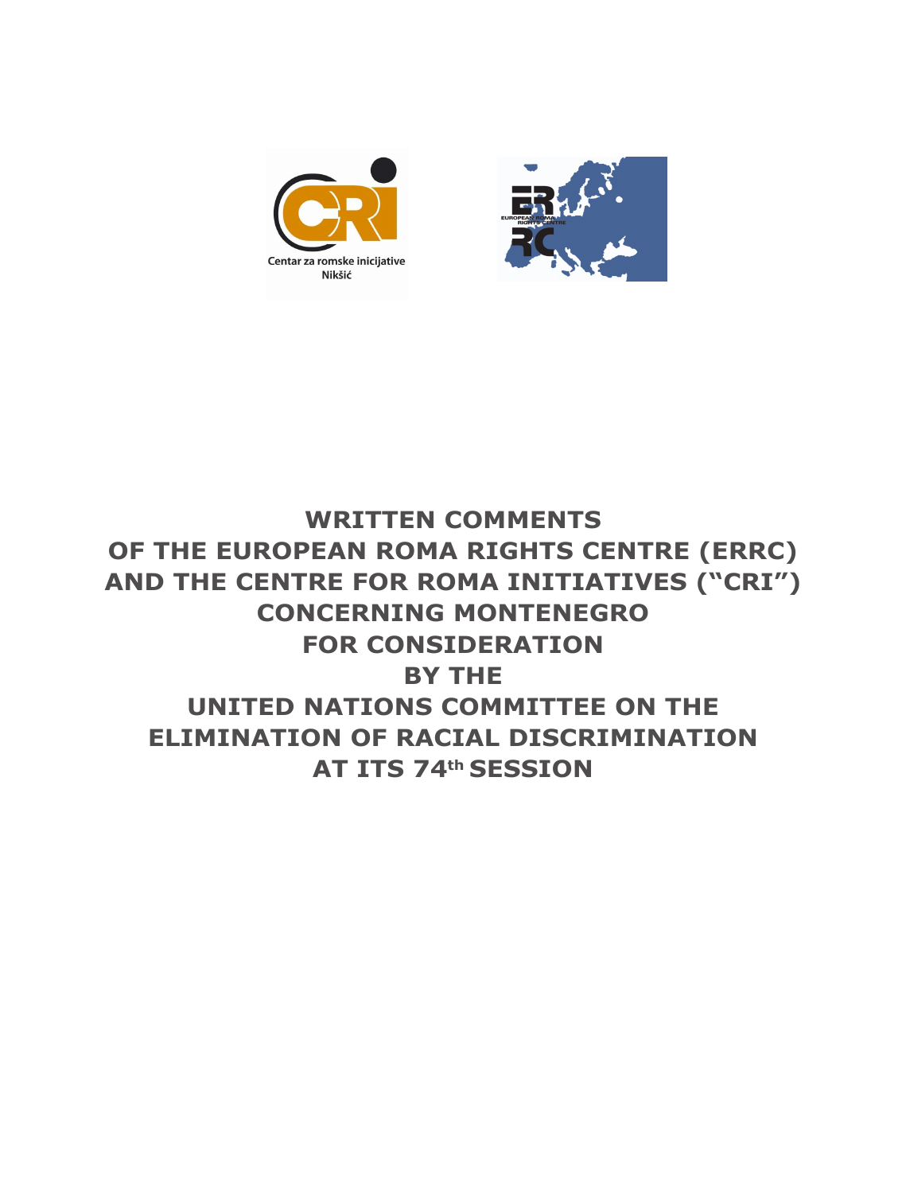Centar za romske inicijative
Nikšić

# WRITTEN COMMENTS OF THE EUROPEAN ROMA RIGHTS CENTRE (ERRC) AND THE CENTRE FOR ROMA INITIATIVES ("CRI") CONCERNING MONTENEGRO FOR CONSIDERATION BY THE UNITED NATIONS COMMITTEE ON THE ELIMINATION OF RACIAL DISCRIMINATION AT ITS 74th SESSION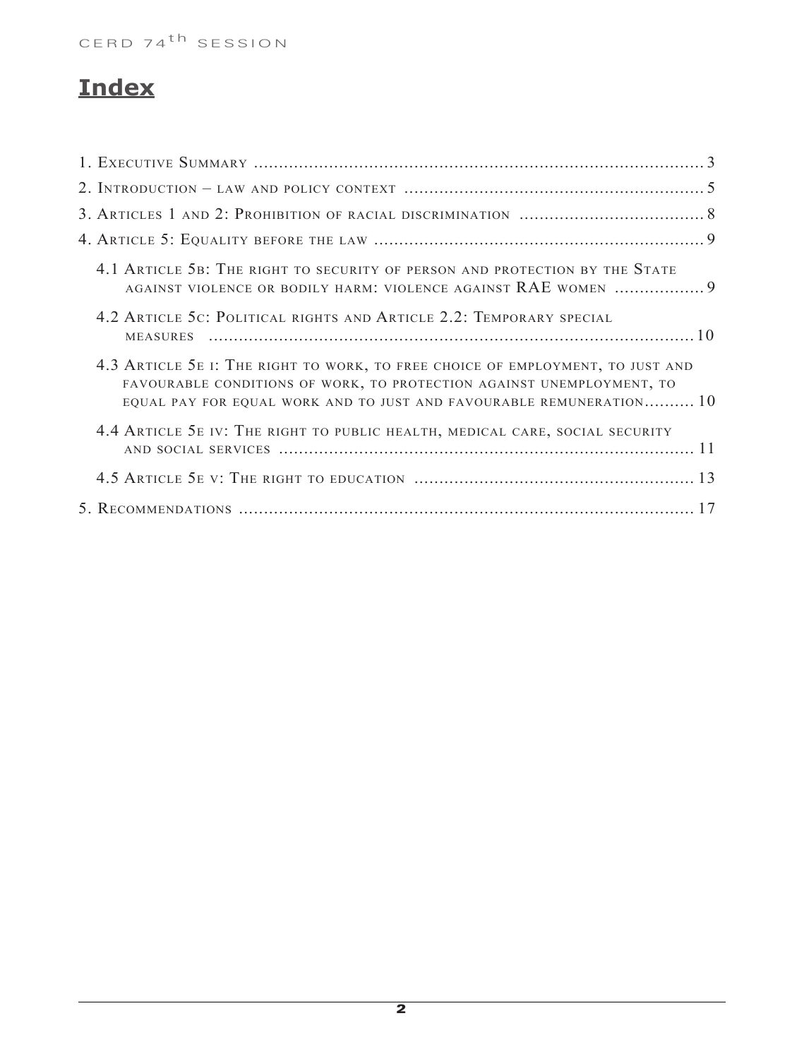# Index

1. Executive Summary .......... 3
2. Introduction – law and policy context .......... 5
3. Articles 1 and 2: Prohibition of racial discrimination .......... 8
4. Article 5: Equality before the law .......... 9
   - 4.1 Article 5b: The right to security of person and protection by the State against violence or bodily harm: violence against RAE women .......... 9
   - 4.2 Article 5c: Political rights and Article 2.2: Temporary special measures .......... 10
   - 4.3 Article 5e i: The right to work, to free choice of employment, to just and favourable conditions of work, to protection against unemployment, to equal pay for equal work and to just and favourable remuneration.......... 10
   - 4.4 Article 5e iv: The right to public health, medical care, social security and social services .......... 11
   - 4.5 Article 5e v: The right to education .......... 13
5. Recommendations .......... 17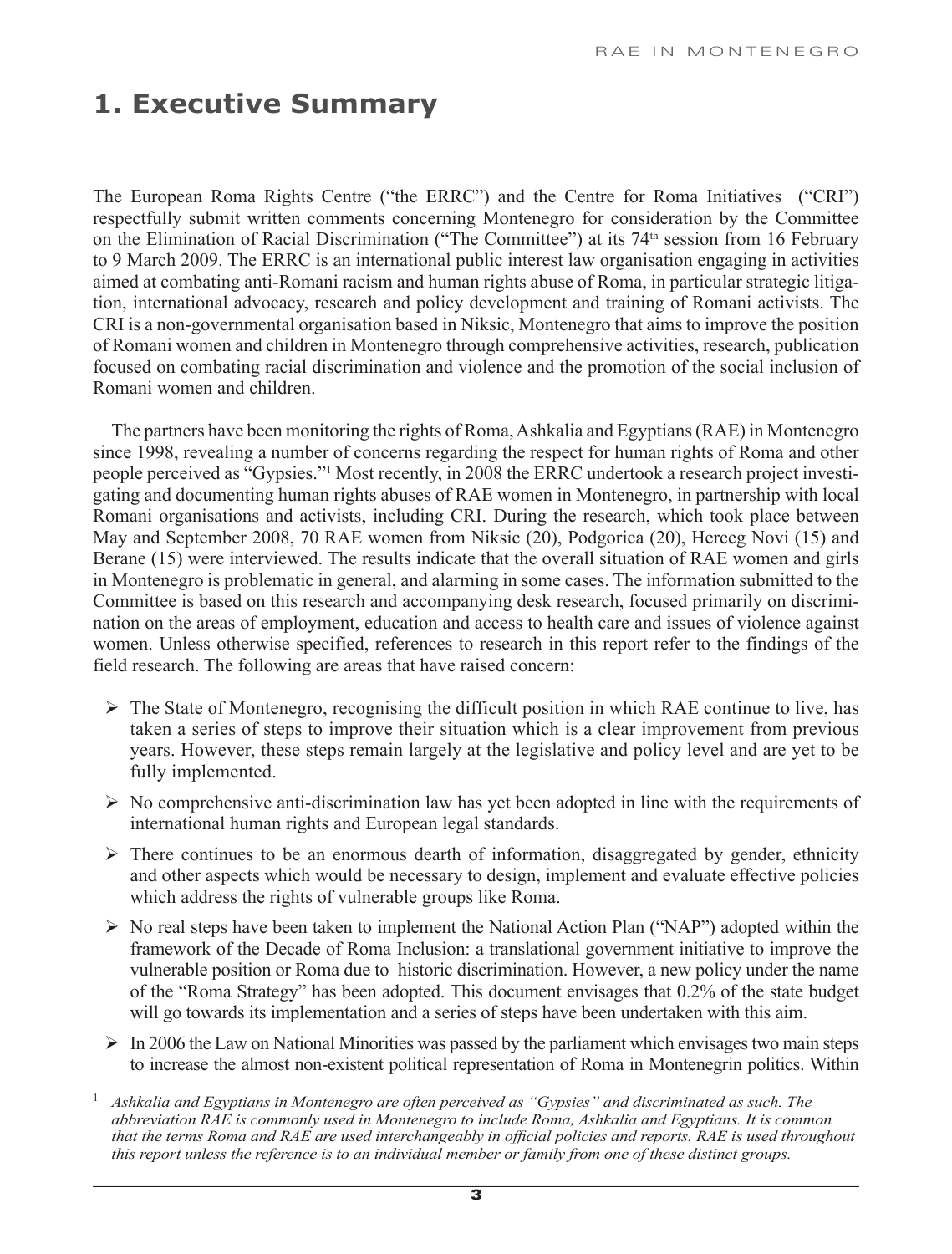# 1. Executive Summary

The European Roma Rights Centre ("the ERRC") and the Centre for Roma Initiatives ("CRI") respectfully submit written comments concerning Montenegro for consideration by the Committee on the Elimination of Racial Discrimination ("The Committee") at its 74th session from 16 February to 9 March 2009. The ERRC is an international public interest law organisation engaging in activities aimed at combating anti-Romani racism and human rights abuse of Roma, in particular strategic litigation, international advocacy, research and policy development and training of Romani activists. The CRI is a non-governmental organisation based in Niksic, Montenegro that aims to improve the position of Romani women and children in Montenegro through comprehensive activities, research, publication focused on combating racial discrimination and violence and the promotion of the social inclusion of Romani women and children.

The partners have been monitoring the rights of Roma, Ashkalia and Egyptians (RAE) in Montenegro since 1998, revealing a number of concerns regarding the respect for human rights of Roma and other people perceived as "Gypsies."[1] Most recently, in 2008 the ERRC undertook a research project investigating and documenting human rights abuses of RAE women in Montenegro, in partnership with local Romani organisations and activists, including CRI. During the research, which took place between May and September 2008, 70 RAE women from Niksic (20), Podgorica (20), Herceg Novi (15) and Berane (15) were interviewed. The results indicate that the overall situation of RAE women and girls in Montenegro is problematic in general, and alarming in some cases. The information submitted to the Committee is based on this research and accompanying desk research, focused primarily on discrimination on the areas of employment, education and access to health care and issues of violence against women. Unless otherwise specified, references to research in this report refer to the findings of the field research. The following are areas that have raised concern:

- The State of Montenegro, recognising the difficult position in which RAE continue to live, has taken a series of steps to improve their situation which is a clear improvement from previous years. However, these steps remain largely at the legislative and policy level and are yet to be fully implemented.
- No comprehensive anti-discrimination law has yet been adopted in line with the requirements of international human rights and European legal standards.
- There continues to be an enormous dearth of information, disaggregated by gender, ethnicity and other aspects which would be necessary to design, implement and evaluate effective policies which address the rights of vulnerable groups like Roma.
- No real steps have been taken to implement the National Action Plan ("NAP") adopted within the framework of the Decade of Roma Inclusion: a translational government initiative to improve the vulnerable position or Roma due to historic discrimination. However, a new policy under the name of the "Roma Strategy" has been adopted. This document envisages that 0.2% of the state budget will go towards its implementation and a series of steps have been undertaken with this aim.
- In 2006 the Law on National Minorities was passed by the parliament which envisages two main steps to increase the almost non-existent political representation of Roma in Montenegrin politics. Within

[1] *Ashkalia and Egyptians in Montenegro are often perceived as "Gypsies" and discriminated as such. The abbreviation RAE is commonly used in Montenegro to include Roma, Ashkalia and Egyptians. It is common that the terms Roma and RAE are used interchangeably in official policies and reports. RAE is used throughout this report unless the reference is to an individual member or family from one of these distinct groups.*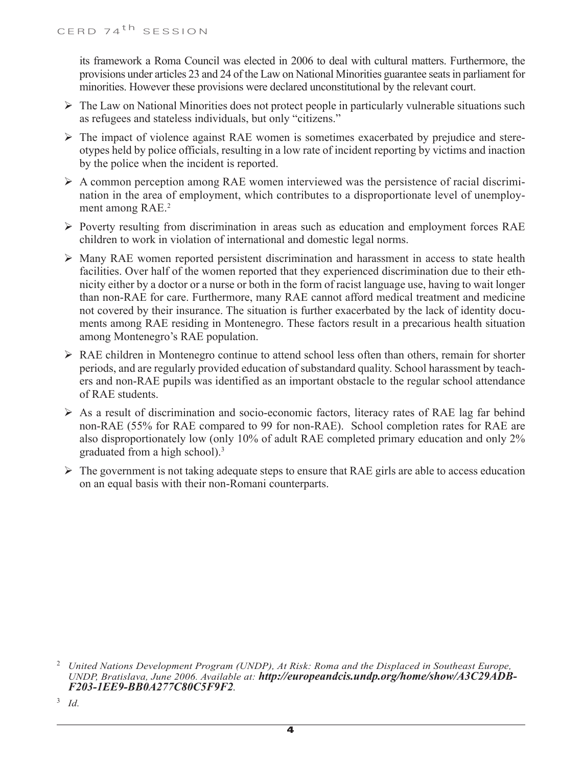its framework a Roma Council was elected in 2006 to deal with cultural matters. Furthermore, the provisions under articles 23 and 24 of the Law on National Minorities guarantee seats in parliament for minorities. However these provisions were declared unconstitutional by the relevant court.

- The Law on National Minorities does not protect people in particularly vulnerable situations such as refugees and stateless individuals, but only "citizens."
- The impact of violence against RAE women is sometimes exacerbated by prejudice and stereotypes held by police officials, resulting in a low rate of incident reporting by victims and inaction by the police when the incident is reported.
- A common perception among RAE women interviewed was the persistence of racial discrimination in the area of employment, which contributes to a disproportionate level of unemployment among RAE.[2]
- Poverty resulting from discrimination in areas such as education and employment forces RAE children to work in violation of international and domestic legal norms.
- Many RAE women reported persistent discrimination and harassment in access to state health facilities. Over half of the women reported that they experienced discrimination due to their ethnicity either by a doctor or a nurse or both in the form of racist language use, having to wait longer than non-RAE for care. Furthermore, many RAE cannot afford medical treatment and medicine not covered by their insurance. The situation is further exacerbated by the lack of identity documents among RAE residing in Montenegro. These factors result in a precarious health situation among Montenegro's RAE population.
- RAE children in Montenegro continue to attend school less often than others, remain for shorter periods, and are regularly provided education of substandard quality. School harassment by teachers and non-RAE pupils was identified as an important obstacle to the regular school attendance of RAE students.
- As a result of discrimination and socio-economic factors, literacy rates of RAE lag far behind non-RAE (55% for RAE compared to 99 for non-RAE). School completion rates for RAE are also disproportionately low (only 10% of adult RAE completed primary education and only 2% graduated from a high school).[3]
- The government is not taking adequate steps to ensure that RAE girls are able to access education on an equal basis with their non-Romani counterparts.

---

[2] *United Nations Development Program (UNDP), At Risk: Roma and the Displaced in Southeast Europe, UNDP, Bratislava, June 2006. Available at:* ***http://europeandcis.undp.org/home/show/A3C29ADB-F203-1EE9-BB0A277C80C5F9F2****.*

[3] *Id.*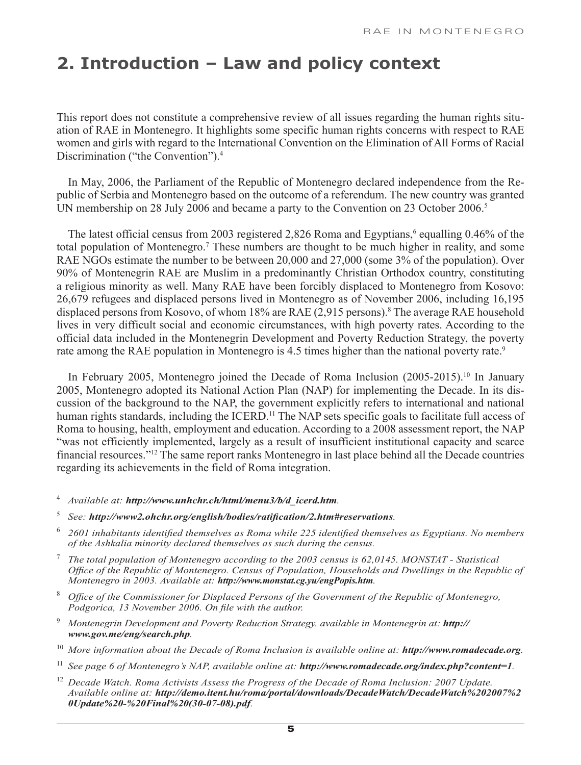## 2. Introduction – Law and policy context

This report does not constitute a comprehensive review of all issues regarding the human rights situation of RAE in Montenegro. It highlights some specific human rights concerns with respect to RAE women and girls with regard to the International Convention on the Elimination of All Forms of Racial Discrimination ("the Convention").[4]

In May, 2006, the Parliament of the Republic of Montenegro declared independence from the Republic of Serbia and Montenegro based on the outcome of a referendum. The new country was granted UN membership on 28 July 2006 and became a party to the Convention on 23 October 2006.[5]

The latest official census from 2003 registered 2,826 Roma and Egyptians,[6] equalling 0.46% of the total population of Montenegro.[7] These numbers are thought to be much higher in reality, and some RAE NGOs estimate the number to be between 20,000 and 27,000 (some 3% of the population). Over 90% of Montenegrin RAE are Muslim in a predominantly Christian Orthodox country, constituting a religious minority as well. Many RAE have been forcibly displaced to Montenegro from Kosovo: 26,679 refugees and displaced persons lived in Montenegro as of November 2006, including 16,195 displaced persons from Kosovo, of whom 18% are RAE (2,915 persons).[8] The average RAE household lives in very difficult social and economic circumstances, with high poverty rates. According to the official data included in the Montenegrin Development and Poverty Reduction Strategy, the poverty rate among the RAE population in Montenegro is 4.5 times higher than the national poverty rate.[9]

In February 2005, Montenegro joined the Decade of Roma Inclusion (2005-2015).[10] In January 2005, Montenegro adopted its National Action Plan (NAP) for implementing the Decade. In its discussion of the background to the NAP, the government explicitly refers to international and national human rights standards, including the ICERD.[11] The NAP sets specific goals to facilitate full access of Roma to housing, health, employment and education. According to a 2008 assessment report, the NAP "was not efficiently implemented, largely as a result of insufficient institutional capacity and scarce financial resources."[12] The same report ranks Montenegro in last place behind all the Decade countries regarding its achievements in the field of Roma integration.

[4] *Available at: **http://www.unhchr.ch/html/menu3/b/d_icerd.htm**.*

[5] *See: **http://www2.ohchr.org/english/bodies/ratification/2.htm#reservations**.*

[6] *2601 inhabitants identified themselves as Roma while 225 identified themselves as Egyptians. No members of the Ashkalia minority declared themselves as such during the census.*

[7] *The total population of Montenegro according to the 2003 census is 62,0145. MONSTAT - Statistical Office of the Republic of Montenegro. Census of Population, Households and Dwellings in the Republic of Montenegro in 2003. Available at: **http://www.monstat.cg.yu/engPopis.htm**.*

[8] *Office of the Commissioner for Displaced Persons of the Government of the Republic of Montenegro, Podgorica, 13 November 2006. On file with the author.*

[9] *Montenegrin Development and Poverty Reduction Strategy. available in Montenegrin at: **http://www.gov.me/eng/search.php**.*

[10] *More information about the Decade of Roma Inclusion is available online at: **http://www.romadecade.org**.*

[11] *See page 6 of Montenegro's NAP, available online at: **http://www.romadecade.org/index.php?content=1**.*

[12] *Decade Watch. Roma Activists Assess the Progress of the Decade of Roma Inclusion: 2007 Update. Available online at: **http://demo.itent.hu/roma/portal/downloads/DecadeWatch/DecadeWatch%202007%20Update%20-%20Final%20(30-07-08).pdf**.*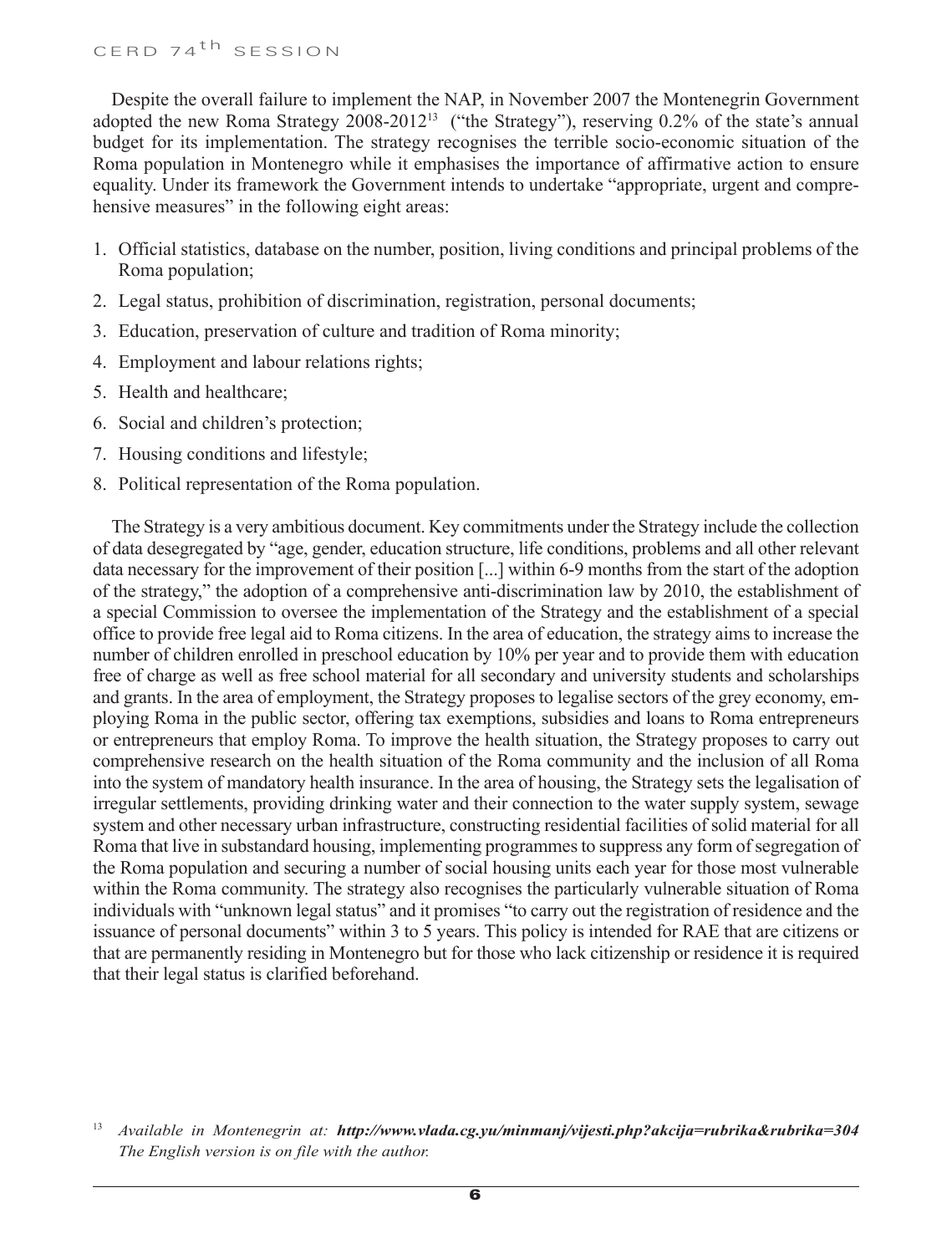Despite the overall failure to implement the NAP, in November 2007 the Montenegrin Government adopted the new Roma Strategy 2008-2012[13] ("the Strategy"), reserving 0.2% of the state's annual budget for its implementation. The strategy recognises the terrible socio-economic situation of the Roma population in Montenegro while it emphasises the importance of affirmative action to ensure equality. Under its framework the Government intends to undertake "appropriate, urgent and comprehensive measures" in the following eight areas:

1. Official statistics, database on the number, position, living conditions and principal problems of the Roma population;
2. Legal status, prohibition of discrimination, registration, personal documents;
3. Education, preservation of culture and tradition of Roma minority;
4. Employment and labour relations rights;
5. Health and healthcare;
6. Social and children's protection;
7. Housing conditions and lifestyle;
8. Political representation of the Roma population.

The Strategy is a very ambitious document. Key commitments under the Strategy include the collection of data desegregated by "age, gender, education structure, life conditions, problems and all other relevant data necessary for the improvement of their position [...] within 6-9 months from the start of the adoption of the strategy," the adoption of a comprehensive anti-discrimination law by 2010, the establishment of a special Commission to oversee the implementation of the Strategy and the establishment of a special office to provide free legal aid to Roma citizens. In the area of education, the strategy aims to increase the number of children enrolled in preschool education by 10% per year and to provide them with education free of charge as well as free school material for all secondary and university students and scholarships and grants. In the area of employment, the Strategy proposes to legalise sectors of the grey economy, employing Roma in the public sector, offering tax exemptions, subsidies and loans to Roma entrepreneurs or entrepreneurs that employ Roma. To improve the health situation, the Strategy proposes to carry out comprehensive research on the health situation of the Roma community and the inclusion of all Roma into the system of mandatory health insurance. In the area of housing, the Strategy sets the legalisation of irregular settlements, providing drinking water and their connection to the water supply system, sewage system and other necessary urban infrastructure, constructing residential facilities of solid material for all Roma that live in substandard housing, implementing programmes to suppress any form of segregation of the Roma population and securing a number of social housing units each year for those most vulnerable within the Roma community. The strategy also recognises the particularly vulnerable situation of Roma individuals with "unknown legal status" and it promises "to carry out the registration of residence and the issuance of personal documents" within 3 to 5 years. This policy is intended for RAE that are citizens or that are permanently residing in Montenegro but for those who lack citizenship or residence it is required that their legal status is clarified beforehand.

[13] *Available in Montenegrin at:* ***http://www.vlada.cg.yu/minmanj/vijesti.php?akcija=rubrika&rubrika=304*** *The English version is on file with the author.*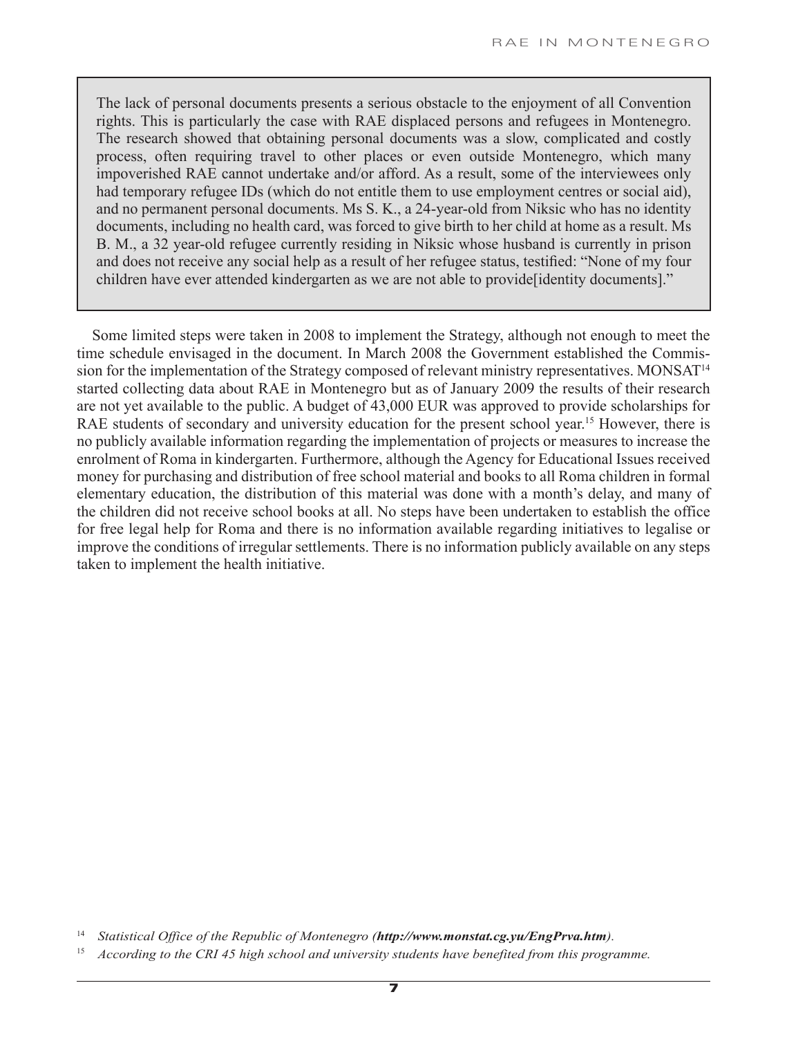> The lack of personal documents presents a serious obstacle to the enjoyment of all Convention rights. This is particularly the case with RAE displaced persons and refugees in Montenegro. The research showed that obtaining personal documents was a slow, complicated and costly process, often requiring travel to other places or even outside Montenegro, which many impoverished RAE cannot undertake and/or afford. As a result, some of the interviewees only had temporary refugee IDs (which do not entitle them to use employment centres or social aid), and no permanent personal documents. Ms S. K., a 24-year-old from Niksic who has no identity documents, including no health card, was forced to give birth to her child at home as a result. Ms B. M., a 32 year-old refugee currently residing in Niksic whose husband is currently in prison and does not receive any social help as a result of her refugee status, testified: "None of my four children have ever attended kindergarten as we are not able to provide[identity documents]."

Some limited steps were taken in 2008 to implement the Strategy, although not enough to meet the time schedule envisaged in the document. In March 2008 the Government established the Commission for the implementation of the Strategy composed of relevant ministry representatives. MONSAT[14] started collecting data about RAE in Montenegro but as of January 2009 the results of their research are not yet available to the public. A budget of 43,000 EUR was approved to provide scholarships for RAE students of secondary and university education for the present school year.[15] However, there is no publicly available information regarding the implementation of projects or measures to increase the enrolment of Roma in kindergarten. Furthermore, although the Agency for Educational Issues received money for purchasing and distribution of free school material and books to all Roma children in formal elementary education, the distribution of this material was done with a month's delay, and many of the children did not receive school books at all. No steps have been undertaken to establish the office for free legal help for Roma and there is no information available regarding initiatives to legalise or improve the conditions of irregular settlements. There is no information publicly available on any steps taken to implement the health initiative.

[14] *Statistical Office of the Republic of Montenegro (**http://www.monstat.cg.yu/EngPrva.htm**).*

[15] *According to the CRI 45 high school and university students have benefited from this programme.*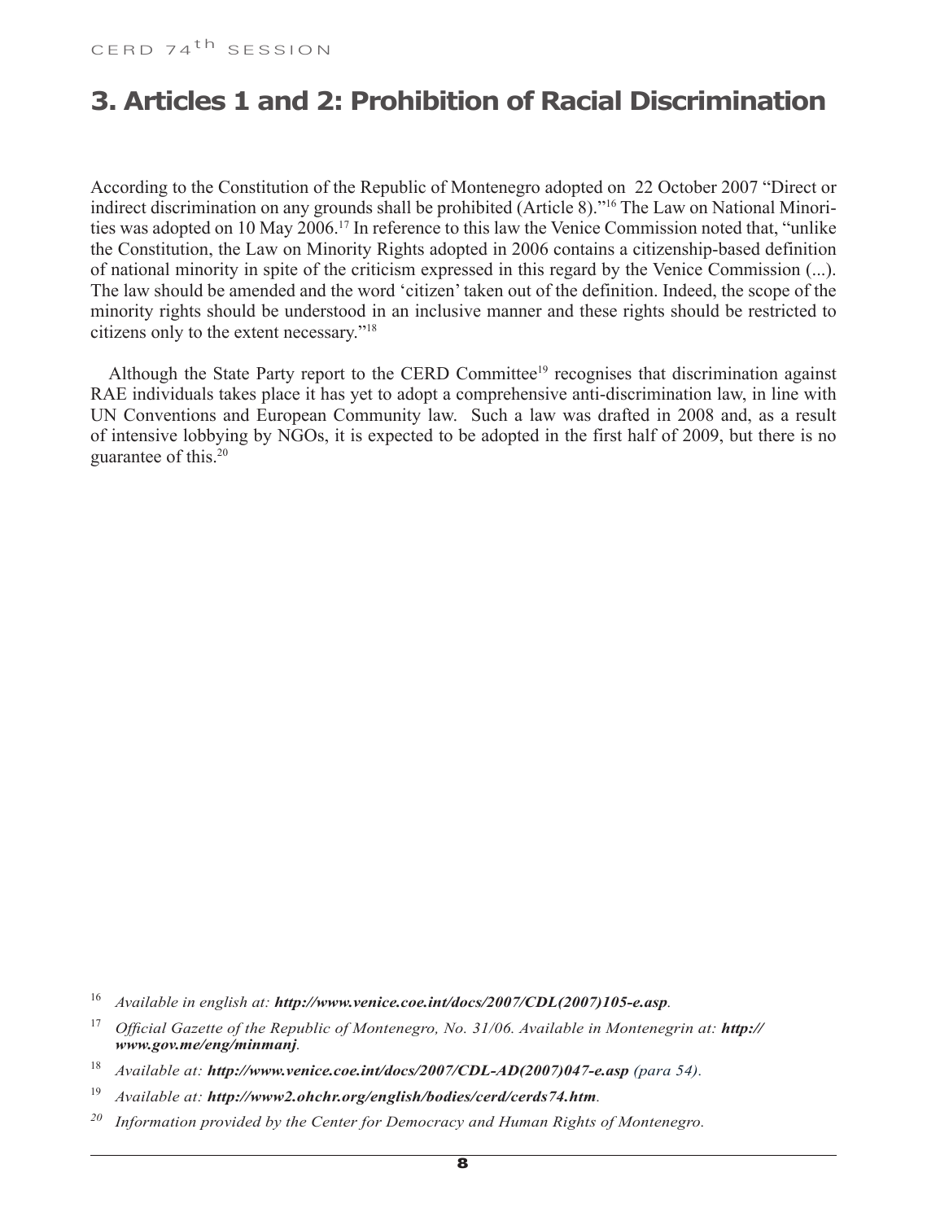# 3. Articles 1 and 2: Prohibition of Racial Discrimination

According to the Constitution of the Republic of Montenegro adopted on 22 October 2007 "Direct or indirect discrimination on any grounds shall be prohibited (Article 8)."[16] The Law on National Minorities was adopted on 10 May 2006.[17] In reference to this law the Venice Commission noted that, "unlike the Constitution, the Law on Minority Rights adopted in 2006 contains a citizenship-based definition of national minority in spite of the criticism expressed in this regard by the Venice Commission (...). The law should be amended and the word 'citizen' taken out of the definition. Indeed, the scope of the minority rights should be understood in an inclusive manner and these rights should be restricted to citizens only to the extent necessary."[18]

Although the State Party report to the CERD Committee[19] recognises that discrimination against RAE individuals takes place it has yet to adopt a comprehensive anti-discrimination law, in line with UN Conventions and European Community law. Such a law was drafted in 2008 and, as a result of intensive lobbying by NGOs, it is expected to be adopted in the first half of 2009, but there is no guarantee of this.[20]

[16] *Available in english at:* ***http://www.venice.coe.int/docs/2007/CDL(2007)105-e.asp****.*

[17] *Official Gazette of the Republic of Montenegro, No. 31/06. Available in Montenegrin at:* ***http://www.gov.me/eng/minmanj****.*

[18] *Available at:* ***http://www.venice.coe.int/docs/2007/CDL-AD(2007)047-e.asp*** *(para 54).*

[19] *Available at:* ***http://www2.ohchr.org/english/bodies/cerd/cerds74.htm****.*

[20] *Information provided by the Center for Democracy and Human Rights of Montenegro.*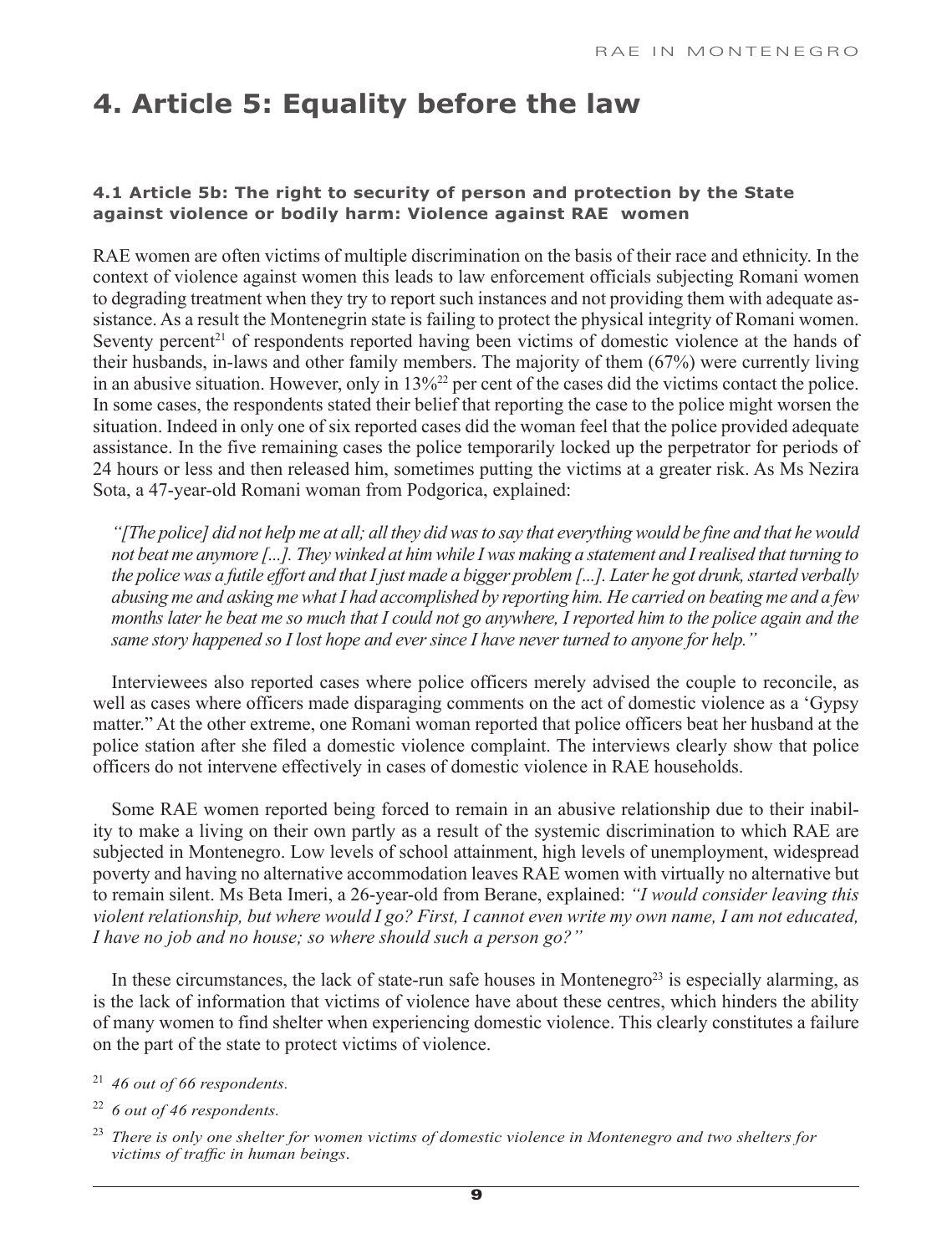# 4. Article 5: Equality before the law

### 4.1 Article 5b: The right to security of person and protection by the State against violence or bodily harm: Violence against RAE women

RAE women are often victims of multiple discrimination on the basis of their race and ethnicity. In the context of violence against women this leads to law enforcement officials subjecting Romani women to degrading treatment when they try to report such instances and not providing them with adequate assistance. As a result the Montenegrin state is failing to protect the physical integrity of Romani women. Seventy percent[21] of respondents reported having been victims of domestic violence at the hands of their husbands, in-laws and other family members. The majority of them (67%) were currently living in an abusive situation. However, only in 13%[22] per cent of the cases did the victims contact the police. In some cases, the respondents stated their belief that reporting the case to the police might worsen the situation. Indeed in only one of six reported cases did the woman feel that the police provided adequate assistance. In the five remaining cases the police temporarily locked up the perpetrator for periods of 24 hours or less and then released him, sometimes putting the victims at a greater risk. As Ms Nezira Sota, a 47-year-old Romani woman from Podgorica, explained:

> *"[The police] did not help me at all; all they did was to say that everything would be fine and that he would not beat me anymore [...]. They winked at him while I was making a statement and I realised that turning to the police was a futile effort and that I just made a bigger problem [...]. Later he got drunk, started verbally abusing me and asking me what I had accomplished by reporting him. He carried on beating me and a few months later he beat me so much that I could not go anywhere, I reported him to the police again and the same story happened so I lost hope and ever since I have never turned to anyone for help."*

Interviewees also reported cases where police officers merely advised the couple to reconcile, as well as cases where officers made disparaging comments on the act of domestic violence as a 'Gypsy matter." At the other extreme, one Romani woman reported that police officers beat her husband at the police station after she filed a domestic violence complaint. The interviews clearly show that police officers do not intervene effectively in cases of domestic violence in RAE households.

Some RAE women reported being forced to remain in an abusive relationship due to their inability to make a living on their own partly as a result of the systemic discrimination to which RAE are subjected in Montenegro. Low levels of school attainment, high levels of unemployment, widespread poverty and having no alternative accommodation leaves RAE women with virtually no alternative but to remain silent. Ms Beta Imeri, a 26-year-old from Berane, explained: *"I would consider leaving this violent relationship, but where would I go? First, I cannot even write my own name, I am not educated, I have no job and no house; so where should such a person go?"*

In these circumstances, the lack of state-run safe houses in Montenegro[23] is especially alarming, as is the lack of information that victims of violence have about these centres, which hinders the ability of many women to find shelter when experiencing domestic violence. This clearly constitutes a failure on the part of the state to protect victims of violence.

---

[21] *46 out of 66 respondents.*

[22] *6 out of 46 respondents.*

[23] *There is only one shelter for women victims of domestic violence in Montenegro and two shelters for victims of traffic in human beings.*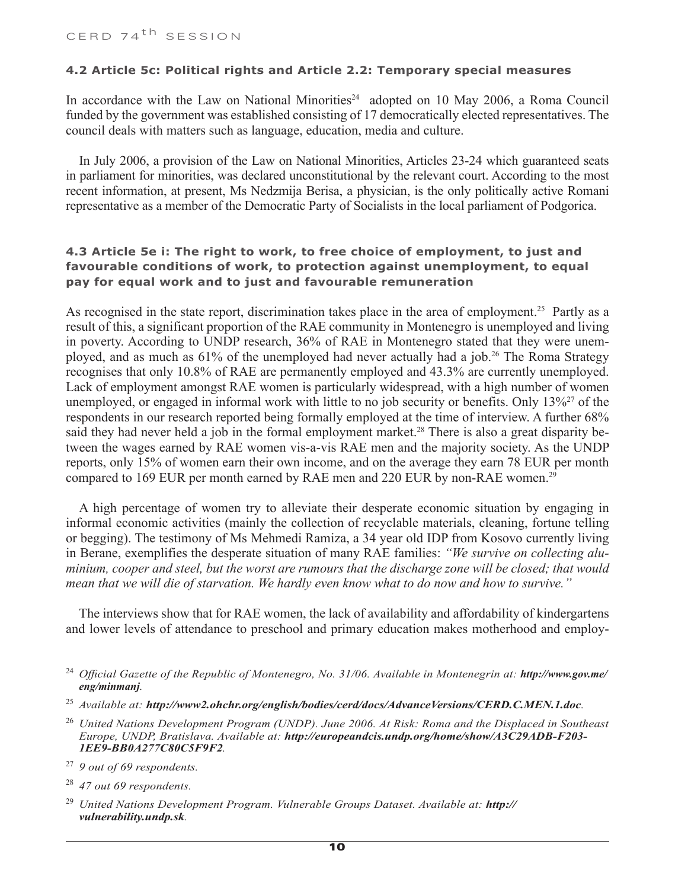### 4.2 Article 5c: Political rights and Article 2.2: Temporary special measures

In accordance with the Law on National Minorities[24] adopted on 10 May 2006, a Roma Council funded by the government was established consisting of 17 democratically elected representatives. The council deals with matters such as language, education, media and culture.

In July 2006, a provision of the Law on National Minorities, Articles 23-24 which guaranteed seats in parliament for minorities, was declared unconstitutional by the relevant court. According to the most recent information, at present, Ms Nedzmija Berisa, a physician, is the only politically active Romani representative as a member of the Democratic Party of Socialists in the local parliament of Podgorica.

### 4.3 Article 5e i: The right to work, to free choice of employment, to just and favourable conditions of work, to protection against unemployment, to equal pay for equal work and to just and favourable remuneration

As recognised in the state report, discrimination takes place in the area of employment.[25] Partly as a result of this, a significant proportion of the RAE community in Montenegro is unemployed and living in poverty. According to UNDP research, 36% of RAE in Montenegro stated that they were unemployed, and as much as 61% of the unemployed had never actually had a job.[26] The Roma Strategy recognises that only 10.8% of RAE are permanently employed and 43.3% are currently unemployed. Lack of employment amongst RAE women is particularly widespread, with a high number of women unemployed, or engaged in informal work with little to no job security or benefits. Only 13%[27] of the respondents in our research reported being formally employed at the time of interview. A further 68% said they had never held a job in the formal employment market.[28] There is also a great disparity between the wages earned by RAE women vis-a-vis RAE men and the majority society. As the UNDP reports, only 15% of women earn their own income, and on the average they earn 78 EUR per month compared to 169 EUR per month earned by RAE men and 220 EUR by non-RAE women.[29]

A high percentage of women try to alleviate their desperate economic situation by engaging in informal economic activities (mainly the collection of recyclable materials, cleaning, fortune telling or begging). The testimony of Ms Mehmedi Ramiza, a 34 year old IDP from Kosovo currently living in Berane, exemplifies the desperate situation of many RAE families: *"We survive on collecting aluminium, cooper and steel, but the worst are rumours that the discharge zone will be closed; that would mean that we will die of starvation. We hardly even know what to do now and how to survive."*

The interviews show that for RAE women, the lack of availability and affordability of kindergartens and lower levels of attendance to preschool and primary education makes motherhood and employ-

---

[24] *Official Gazette of the Republic of Montenegro, No. 31/06. Available in Montenegrin at:* ***http://www.gov.me/eng/minmanj***.

[25] *Available at:* ***http://www2.ohchr.org/english/bodies/cerd/docs/AdvanceVersions/CERD.C.MEN.1.doc***.

[26] *United Nations Development Program (UNDP). June 2006. At Risk: Roma and the Displaced in Southeast Europe, UNDP, Bratislava. Available at:* ***http://europeandcis.undp.org/home/show/A3C29ADB-F203-1EE9-BB0A277C80C5F9F2***.

[27] *9 out of 69 respondents.*

[28] *47 out 69 respondents.*

[29] *United Nations Development Program. Vulnerable Groups Dataset. Available at:* ***http://vulnerability.undp.sk***.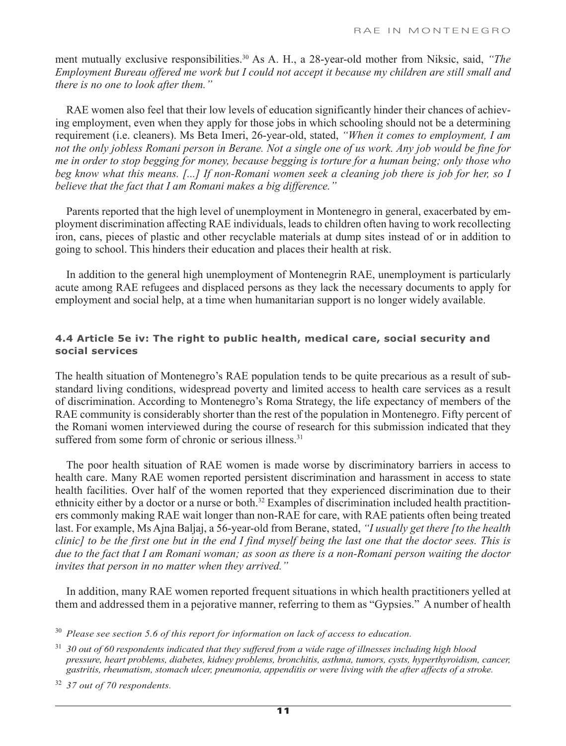ment mutually exclusive responsibilities.[30] As A. H., a 28-year-old mother from Niksic, said, *"The Employment Bureau offered me work but I could not accept it because my children are still small and there is no one to look after them."*

RAE women also feel that their low levels of education significantly hinder their chances of achieving employment, even when they apply for those jobs in which schooling should not be a determining requirement (i.e. cleaners). Ms Beta Imeri, 26-year-old, stated, *"When it comes to employment, I am not the only jobless Romani person in Berane. Not a single one of us work. Any job would be fine for me in order to stop begging for money, because begging is torture for a human being; only those who beg know what this means. [...] If non-Romani women seek a cleaning job there is job for her, so I believe that the fact that I am Romani makes a big difference."*

Parents reported that the high level of unemployment in Montenegro in general, exacerbated by employment discrimination affecting RAE individuals, leads to children often having to work recollecting iron, cans, pieces of plastic and other recyclable materials at dump sites instead of or in addition to going to school. This hinders their education and places their health at risk.

In addition to the general high unemployment of Montenegrin RAE, unemployment is particularly acute among RAE refugees and displaced persons as they lack the necessary documents to apply for employment and social help, at a time when humanitarian support is no longer widely available.

#### 4.4 Article 5e iv: The right to public health, medical care, social security and social services

The health situation of Montenegro's RAE population tends to be quite precarious as a result of substandard living conditions, widespread poverty and limited access to health care services as a result of discrimination. According to Montenegro's Roma Strategy, the life expectancy of members of the RAE community is considerably shorter than the rest of the population in Montenegro. Fifty percent of the Romani women interviewed during the course of research for this submission indicated that they suffered from some form of chronic or serious illness.[31]

The poor health situation of RAE women is made worse by discriminatory barriers in access to health care. Many RAE women reported persistent discrimination and harassment in access to state health facilities. Over half of the women reported that they experienced discrimination due to their ethnicity either by a doctor or a nurse or both.[32] Examples of discrimination included health practitioners commonly making RAE wait longer than non-RAE for care, with RAE patients often being treated last. For example, Ms Ajna Baljaj, a 56-year-old from Berane, stated, *"I usually get there [to the health clinic] to be the first one but in the end I find myself being the last one that the doctor sees. This is due to the fact that I am Romani woman; as soon as there is a non-Romani person waiting the doctor invites that person in no matter when they arrived."*

In addition, many RAE women reported frequent situations in which health practitioners yelled at them and addressed them in a pejorative manner, referring to them as "Gypsies." A number of health

---

[30] *Please see section 5.6 of this report for information on lack of access to education.*

[31] *30 out of 60 respondents indicated that they suffered from a wide rage of illnesses including high blood pressure, heart problems, diabetes, kidney problems, bronchitis, asthma, tumors, cysts, hyperthyroidism, cancer, gastritis, rheumatism, stomach ulcer, pneumonia, appenditis or were living with the after affects of a stroke.*

[32] *37 out of 70 respondents.*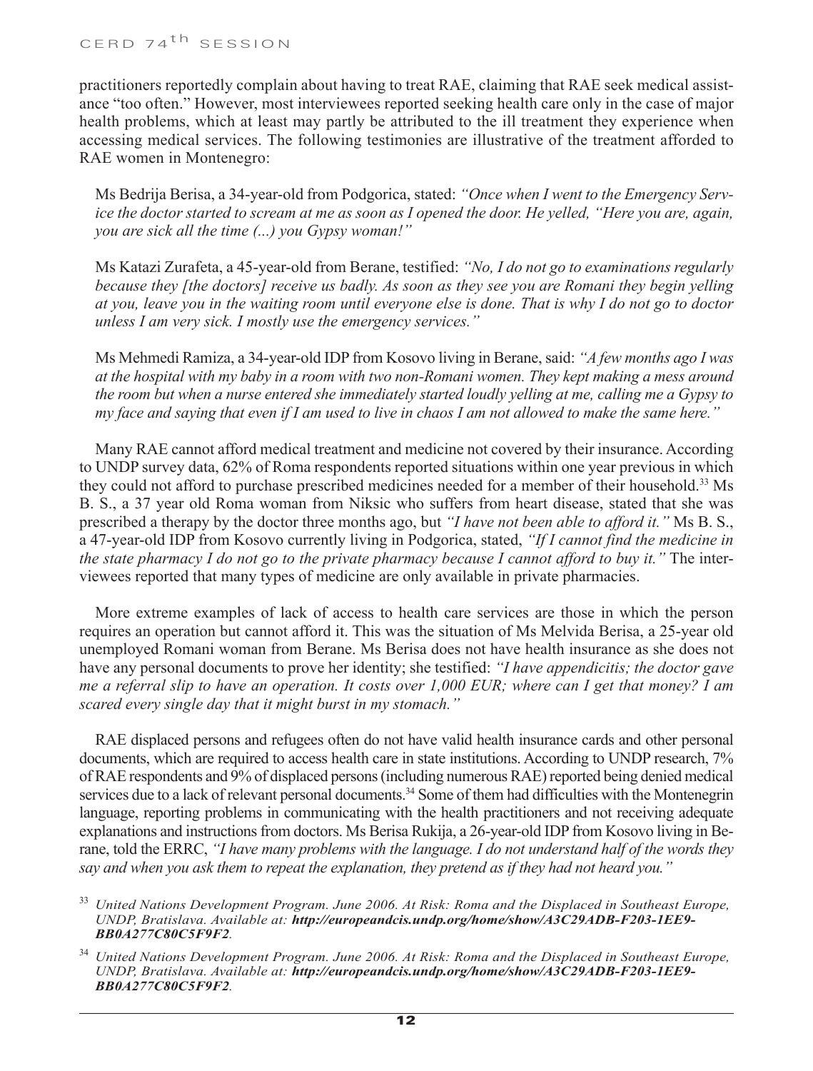practitioners reportedly complain about having to treat RAE, claiming that RAE seek medical assistance "too often." However, most interviewees reported seeking health care only in the case of major health problems, which at least may partly be attributed to the ill treatment they experience when accessing medical services. The following testimonies are illustrative of the treatment afforded to RAE women in Montenegro:

> Ms Bedrija Berisa, a 34-year-old from Podgorica, stated: *"Once when I went to the Emergency Service the doctor started to scream at me as soon as I opened the door. He yelled, "Here you are, again, you are sick all the time (...) you Gypsy woman!"*
>
> Ms Katazi Zurafeta, a 45-year-old from Berane, testified: *"No, I do not go to examinations regularly because they [the doctors] receive us badly. As soon as they see you are Romani they begin yelling at you, leave you in the waiting room until everyone else is done. That is why I do not go to doctor unless I am very sick. I mostly use the emergency services."*
>
> Ms Mehmedi Ramiza, a 34-year-old IDP from Kosovo living in Berane, said: *"A few months ago I was at the hospital with my baby in a room with two non-Romani women. They kept making a mess around the room but when a nurse entered she immediately started loudly yelling at me, calling me a Gypsy to my face and saying that even if I am used to live in chaos I am not allowed to make the same here."*

Many RAE cannot afford medical treatment and medicine not covered by their insurance. According to UNDP survey data, 62% of Roma respondents reported situations within one year previous in which they could not afford to purchase prescribed medicines needed for a member of their household.[33] Ms B. S., a 37 year old Roma woman from Niksic who suffers from heart disease, stated that she was prescribed a therapy by the doctor three months ago, but *"I have not been able to afford it."* Ms B. S., a 47-year-old IDP from Kosovo currently living in Podgorica, stated, *"If I cannot find the medicine in the state pharmacy I do not go to the private pharmacy because I cannot afford to buy it."* The interviewees reported that many types of medicine are only available in private pharmacies.

More extreme examples of lack of access to health care services are those in which the person requires an operation but cannot afford it. This was the situation of Ms Melvida Berisa, a 25-year old unemployed Romani woman from Berane. Ms Berisa does not have health insurance as she does not have any personal documents to prove her identity; she testified: *"I have appendicitis; the doctor gave me a referral slip to have an operation. It costs over 1,000 EUR; where can I get that money? I am scared every single day that it might burst in my stomach."*

RAE displaced persons and refugees often do not have valid health insurance cards and other personal documents, which are required to access health care in state institutions. According to UNDP research, 7% of RAE respondents and 9% of displaced persons (including numerous RAE) reported being denied medical services due to a lack of relevant personal documents.[34] Some of them had difficulties with the Montenegrin language, reporting problems in communicating with the health practitioners and not receiving adequate explanations and instructions from doctors. Ms Berisa Rukija, a 26-year-old IDP from Kosovo living in Berane, told the ERRC, *"I have many problems with the language. I do not understand half of the words they say and when you ask them to repeat the explanation, they pretend as if they had not heard you."*

---

[33] *United Nations Development Program. June 2006. At Risk: Roma and the Displaced in Southeast Europe, UNDP, Bratislava. Available at:* ***http://europeandcis.undp.org/home/show/A3C29ADB-F203-1EE9-BB0A277C80C5F9F2****.*

[34] *United Nations Development Program. June 2006. At Risk: Roma and the Displaced in Southeast Europe, UNDP, Bratislava. Available at:* ***http://europeandcis.undp.org/home/show/A3C29ADB-F203-1EE9-BB0A277C80C5F9F2****.*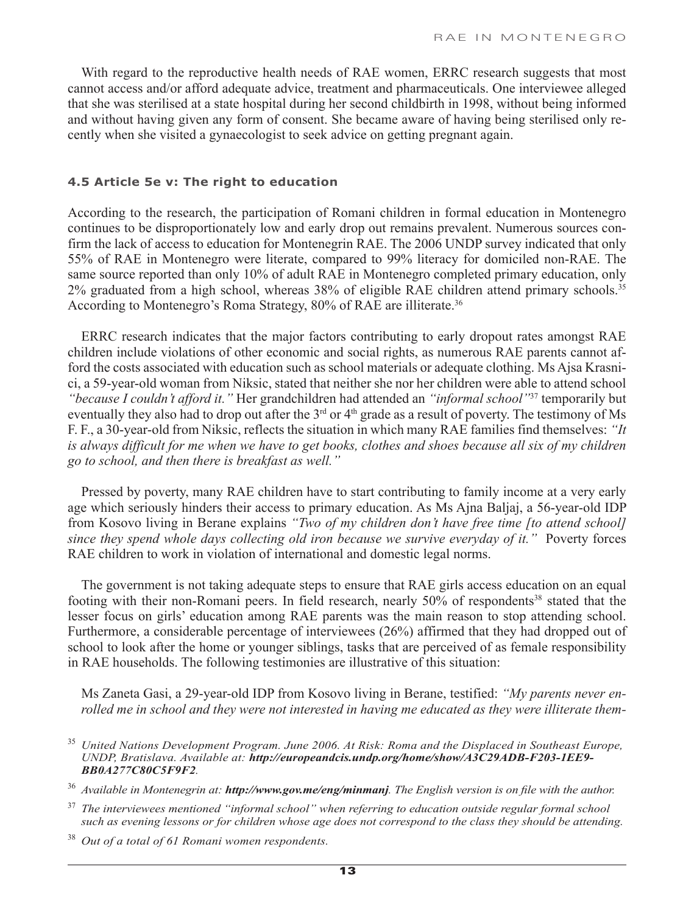With regard to the reproductive health needs of RAE women, ERRC research suggests that most cannot access and/or afford adequate advice, treatment and pharmaceuticals. One interviewee alleged that she was sterilised at a state hospital during her second childbirth in 1998, without being informed and without having given any form of consent. She became aware of having being sterilised only recently when she visited a gynaecologist to seek advice on getting pregnant again.

#### 4.5 Article 5e v: The right to education

According to the research, the participation of Romani children in formal education in Montenegro continues to be disproportionately low and early drop out remains prevalent. Numerous sources confirm the lack of access to education for Montenegrin RAE. The 2006 UNDP survey indicated that only 55% of RAE in Montenegro were literate, compared to 99% literacy for domiciled non-RAE. The same source reported than only 10% of adult RAE in Montenegro completed primary education, only 2% graduated from a high school, whereas 38% of eligible RAE children attend primary schools.[35] According to Montenegro's Roma Strategy, 80% of RAE are illiterate.[36]

ERRC research indicates that the major factors contributing to early dropout rates amongst RAE children include violations of other economic and social rights, as numerous RAE parents cannot afford the costs associated with education such as school materials or adequate clothing. Ms Ajsa Krasnici, a 59-year-old woman from Niksic, stated that neither she nor her children were able to attend school *"because I couldn't afford it."* Her grandchildren had attended an *"informal school"*[37] temporarily but eventually they also had to drop out after the 3rd or 4th grade as a result of poverty. The testimony of Ms F. F., a 30-year-old from Niksic, reflects the situation in which many RAE families find themselves: *"It is always difficult for me when we have to get books, clothes and shoes because all six of my children go to school, and then there is breakfast as well."*

Pressed by poverty, many RAE children have to start contributing to family income at a very early age which seriously hinders their access to primary education. As Ms Ajna Baljaj, a 56-year-old IDP from Kosovo living in Berane explains *"Two of my children don't have free time [to attend school] since they spend whole days collecting old iron because we survive everyday of it."* Poverty forces RAE children to work in violation of international and domestic legal norms.

The government is not taking adequate steps to ensure that RAE girls access education on an equal footing with their non-Romani peers. In field research, nearly 50% of respondents[38] stated that the lesser focus on girls' education among RAE parents was the main reason to stop attending school. Furthermore, a considerable percentage of interviewees (26%) affirmed that they had dropped out of school to look after the home or younger siblings, tasks that are perceived of as female responsibility in RAE households. The following testimonies are illustrative of this situation:

Ms Zaneta Gasi, a 29-year-old IDP from Kosovo living in Berane, testified: *"My parents never enrolled me in school and they were not interested in having me educated as they were illiterate them-*

---

[35] *United Nations Development Program. June 2006. At Risk: Roma and the Displaced in Southeast Europe, UNDP, Bratislava. Available at:* ***http://europeandcis.undp.org/home/show/A3C29ADB-F203-1EE9-BB0A277C80C5F9F2****.*

[36] *Available in Montenegrin at:* ***http://www.gov.me/eng/minmanj****. The English version is on file with the author.*

[37] *The interviewees mentioned "informal school" when referring to education outside regular formal school such as evening lessons or for children whose age does not correspond to the class they should be attending.*

[38] *Out of a total of 61 Romani women respondents.*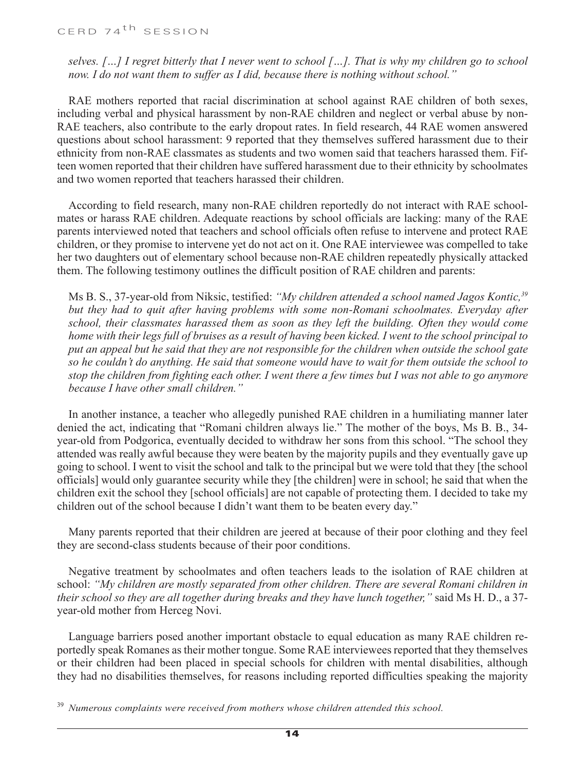*selves. […] I regret bitterly that I never went to school […]. That is why my children go to school now. I do not want them to suffer as I did, because there is nothing without school."*

RAE mothers reported that racial discrimination at school against RAE children of both sexes, including verbal and physical harassment by non-RAE children and neglect or verbal abuse by non-RAE teachers, also contribute to the early dropout rates. In field research, 44 RAE women answered questions about school harassment: 9 reported that they themselves suffered harassment due to their ethnicity from non-RAE classmates as students and two women said that teachers harassed them. Fifteen women reported that their children have suffered harassment due to their ethnicity by schoolmates and two women reported that teachers harassed their children.

According to field research, many non-RAE children reportedly do not interact with RAE schoolmates or harass RAE children. Adequate reactions by school officials are lacking: many of the RAE parents interviewed noted that teachers and school officials often refuse to intervene and protect RAE children, or they promise to intervene yet do not act on it. One RAE interviewee was compelled to take her two daughters out of elementary school because non-RAE children repeatedly physically attacked them. The following testimony outlines the difficult position of RAE children and parents:

> Ms B. S., 37-year-old from Niksic, testified: *"My children attended a school named Jagos Kontic,[39] but they had to quit after having problems with some non-Romani schoolmates. Everyday after school, their classmates harassed them as soon as they left the building. Often they would come home with their legs full of bruises as a result of having been kicked. I went to the school principal to put an appeal but he said that they are not responsible for the children when outside the school gate so he couldn't do anything. He said that someone would have to wait for them outside the school to stop the children from fighting each other. I went there a few times but I was not able to go anymore because I have other small children."*

In another instance, a teacher who allegedly punished RAE children in a humiliating manner later denied the act, indicating that "Romani children always lie." The mother of the boys, Ms B. B., 34-year-old from Podgorica, eventually decided to withdraw her sons from this school. "The school they attended was really awful because they were beaten by the majority pupils and they eventually gave up going to school. I went to visit the school and talk to the principal but we were told that they [the school officials] would only guarantee security while they [the children] were in school; he said that when the children exit the school they [school officials] are not capable of protecting them. I decided to take my children out of the school because I didn't want them to be beaten every day."

Many parents reported that their children are jeered at because of their poor clothing and they feel they are second-class students because of their poor conditions.

Negative treatment by schoolmates and often teachers leads to the isolation of RAE children at school: *"My children are mostly separated from other children. There are several Romani children in their school so they are all together during breaks and they have lunch together,"* said Ms H. D., a 37-year-old mother from Herceg Novi.

Language barriers posed another important obstacle to equal education as many RAE children reportedly speak Romanes as their mother tongue. Some RAE interviewees reported that they themselves or their children had been placed in special schools for children with mental disabilities, although they had no disabilities themselves, for reasons including reported difficulties speaking the majority

---

[39] *Numerous complaints were received from mothers whose children attended this school.*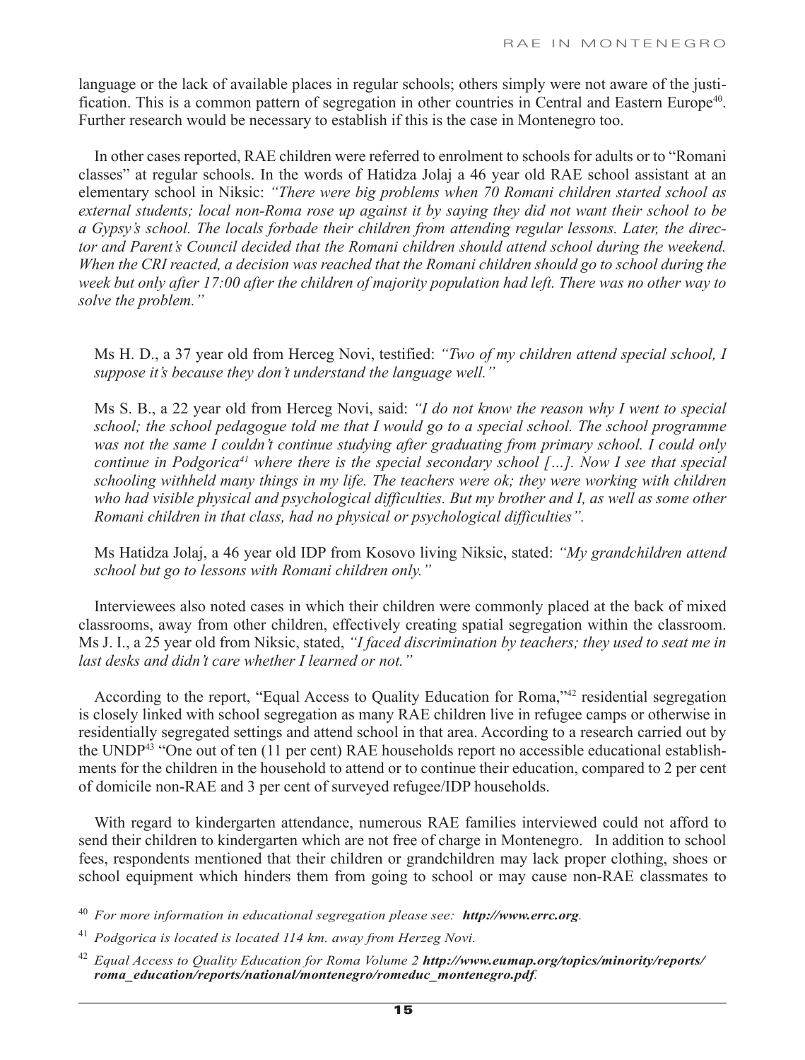language or the lack of available places in regular schools; others simply were not aware of the justification. This is a common pattern of segregation in other countries in Central and Eastern Europe[40]. Further research would be necessary to establish if this is the case in Montenegro too.

In other cases reported, RAE children were referred to enrolment to schools for adults or to "Romani classes" at regular schools. In the words of Hatidza Jolaj a 46 year old RAE school assistant at an elementary school in Niksic: *"There were big problems when 70 Romani children started school as external students; local non-Roma rose up against it by saying they did not want their school to be a Gypsy's school. The locals forbade their children from attending regular lessons. Later, the director and Parent's Council decided that the Romani children should attend school during the weekend. When the CRI reacted, a decision was reached that the Romani children should go to school during the week but only after 17:00 after the children of majority population had left. There was no other way to solve the problem."*

Ms H. D., a 37 year old from Herceg Novi, testified: *"Two of my children attend special school, I suppose it's because they don't understand the language well."*

Ms S. B., a 22 year old from Herceg Novi, said: *"I do not know the reason why I went to special school; the school pedagogue told me that I would go to a special school. The school programme was not the same I couldn't continue studying after graduating from primary school. I could only continue in Podgorica[41] where there is the special secondary school […]. Now I see that special schooling withheld many things in my life. The teachers were ok; they were working with children who had visible physical and psychological difficulties. But my brother and I, as well as some other Romani children in that class, had no physical or psychological difficulties".*

Ms Hatidza Jolaj, a 46 year old IDP from Kosovo living Niksic, stated: *"My grandchildren attend school but go to lessons with Romani children only."*

Interviewees also noted cases in which their children were commonly placed at the back of mixed classrooms, away from other children, effectively creating spatial segregation within the classroom. Ms J. I., a 25 year old from Niksic, stated, *"I faced discrimination by teachers; they used to seat me in last desks and didn't care whether I learned or not."*

According to the report, "Equal Access to Quality Education for Roma,"[42] residential segregation is closely linked with school segregation as many RAE children live in refugee camps or otherwise in residentially segregated settings and attend school in that area. According to a research carried out by the UNDP[43] "One out of ten (11 per cent) RAE households report no accessible educational establishments for the children in the household to attend or to continue their education, compared to 2 per cent of domicile non-RAE and 3 per cent of surveyed refugee/IDP households.

With regard to kindergarten attendance, numerous RAE families interviewed could not afford to send their children to kindergarten which are not free of charge in Montenegro. In addition to school fees, respondents mentioned that their children or grandchildren may lack proper clothing, shoes or school equipment which hinders them from going to school or may cause non-RAE classmates to

[40] *For more information in educational segregation please see:* ***http://www.errc.org****.*

[41] *Podgorica is located is located 114 km. away from Herzeg Novi.*

[42] *Equal Access to Quality Education for Roma Volume 2* ***http://www.eumap.org/topics/minority/reports/roma_education/reports/national/montenegro/romeduc_montenegro.pdf****.*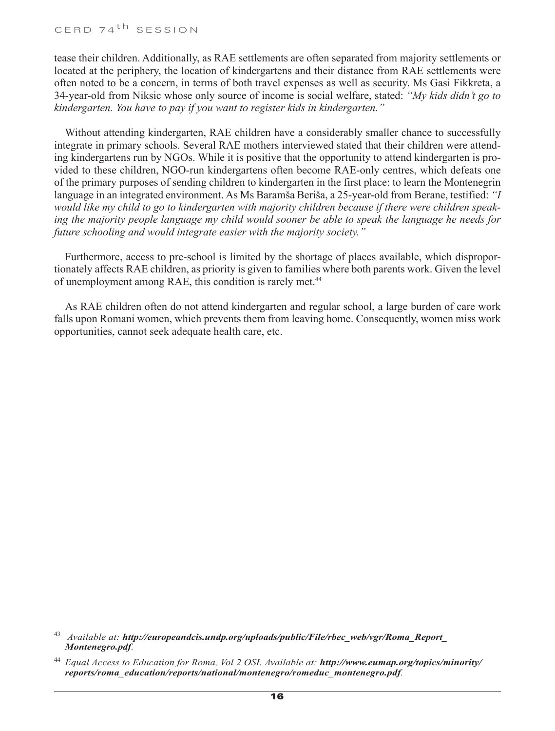tease their children. Additionally, as RAE settlements are often separated from majority settlements or located at the periphery, the location of kindergartens and their distance from RAE settlements were often noted to be a concern, in terms of both travel expenses as well as security. Ms Gasi Fikkreta, a 34-year-old from Niksic whose only source of income is social welfare, stated: *"My kids didn't go to kindergarten. You have to pay if you want to register kids in kindergarten."*

Without attending kindergarten, RAE children have a considerably smaller chance to successfully integrate in primary schools. Several RAE mothers interviewed stated that their children were attending kindergartens run by NGOs. While it is positive that the opportunity to attend kindergarten is provided to these children, NGO-run kindergartens often become RAE-only centres, which defeats one of the primary purposes of sending children to kindergarten in the first place: to learn the Montenegrin language in an integrated environment. As Ms Baramša Beriša, a 25-year-old from Berane, testified: *"I would like my child to go to kindergarten with majority children because if there were children speaking the majority people language my child would sooner be able to speak the language he needs for future schooling and would integrate easier with the majority society."*

Furthermore, access to pre-school is limited by the shortage of places available, which disproportionately affects RAE children, as priority is given to families where both parents work. Given the level of unemployment among RAE, this condition is rarely met.[44]

As RAE children often do not attend kindergarten and regular school, a large burden of care work falls upon Romani women, which prevents them from leaving home. Consequently, women miss work opportunities, cannot seek adequate health care, etc.

---

[43] *Available at:* ***http://europeandcis.undp.org/uploads/public/File/rbec_web/vgr/Roma_Report_Montenegro.pdf***.

[44] *Equal Access to Education for Roma, Vol 2 OSI. Available at:* ***http://www.eumap.org/topics/minority/reports/roma_education/reports/national/montenegro/romeduc_montenegro.pdf***.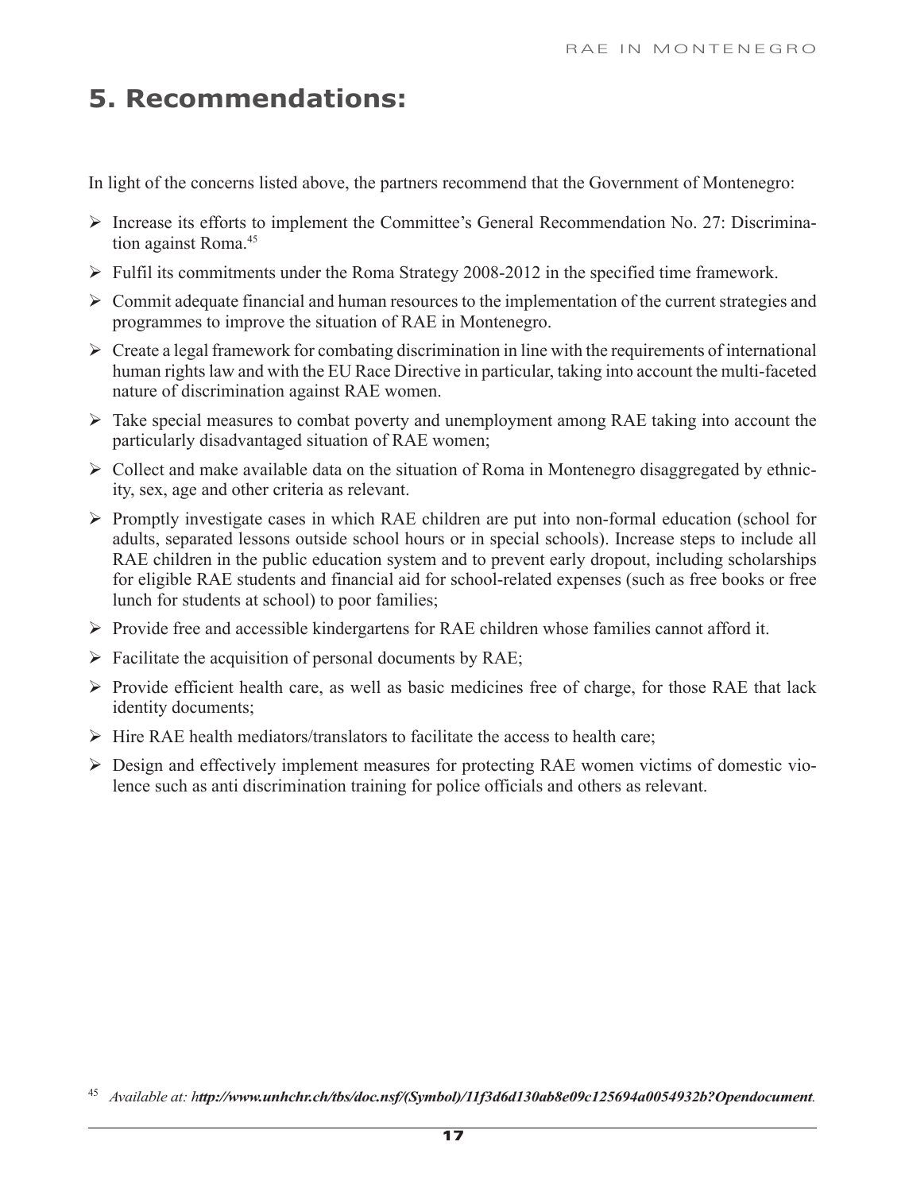## 5. Recommendations:

In light of the concerns listed above, the partners recommend that the Government of Montenegro:

- Increase its efforts to implement the Committee's General Recommendation No. 27: Discrimination against Roma.[45]
- Fulfil its commitments under the Roma Strategy 2008-2012 in the specified time framework.
- Commit adequate financial and human resources to the implementation of the current strategies and programmes to improve the situation of RAE in Montenegro.
- Create a legal framework for combating discrimination in line with the requirements of international human rights law and with the EU Race Directive in particular, taking into account the multi-faceted nature of discrimination against RAE women.
- Take special measures to combat poverty and unemployment among RAE taking into account the particularly disadvantaged situation of RAE women;
- Collect and make available data on the situation of Roma in Montenegro disaggregated by ethnicity, sex, age and other criteria as relevant.
- Promptly investigate cases in which RAE children are put into non-formal education (school for adults, separated lessons outside school hours or in special schools). Increase steps to include all RAE children in the public education system and to prevent early dropout, including scholarships for eligible RAE students and financial aid for school-related expenses (such as free books or free lunch for students at school) to poor families;
- Provide free and accessible kindergartens for RAE children whose families cannot afford it.
- Facilitate the acquisition of personal documents by RAE;
- Provide efficient health care, as well as basic medicines free of charge, for those RAE that lack identity documents;
- Hire RAE health mediators/translators to facilitate the access to health care;
- Design and effectively implement measures for protecting RAE women victims of domestic violence such as anti discrimination training for police officials and others as relevant.

[45] *Available at: h**ttp://www.unhchr.ch/tbs/doc.nsf/(Symbol)/11f3d6d130ab8e09c125694a0054932b?Opendocument**.*